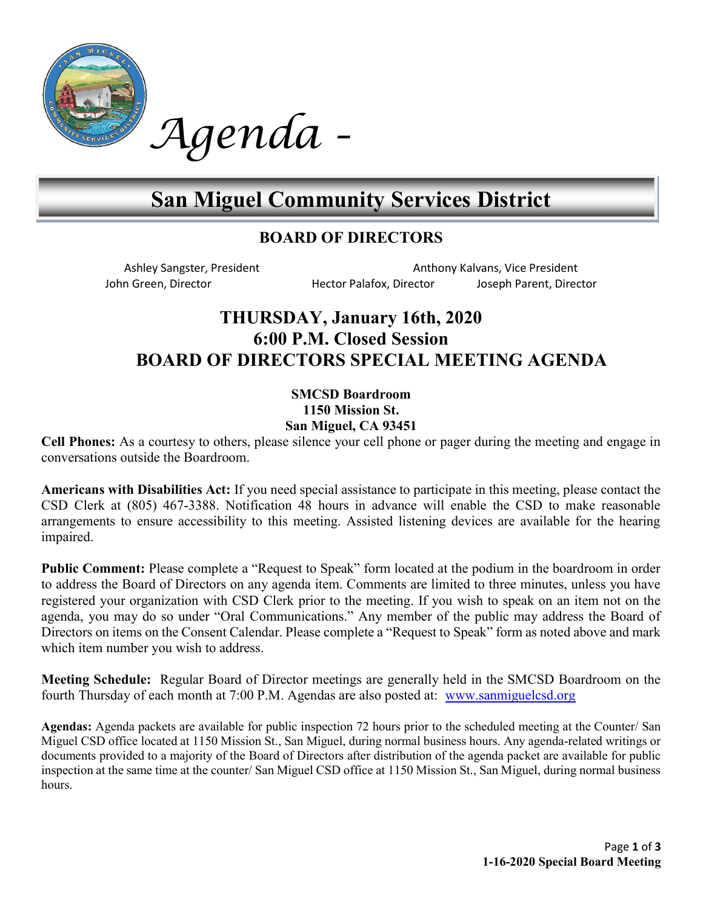# Agenda -

# San Miguel Community Services District

## BOARD OF DIRECTORS

Ashley Sangster, President — Anthony Kalvans, Vice President

John Green, Director — Hector Palafox, Director — Joseph Parent, Director

## THURSDAY, January 16th, 2020
## 6:00 P.M. Closed Session
## BOARD OF DIRECTORS SPECIAL MEETING AGENDA

**SMCSD Boardroom**
**1150 Mission St.**
**San Miguel, CA 93451**

**Cell Phones:** As a courtesy to others, please silence your cell phone or pager during the meeting and engage in conversations outside the Boardroom.

**Americans with Disabilities Act:** If you need special assistance to participate in this meeting, please contact the CSD Clerk at (805) 467-3388. Notification 48 hours in advance will enable the CSD to make reasonable arrangements to ensure accessibility to this meeting. Assisted listening devices are available for the hearing impaired.

**Public Comment:** Please complete a "Request to Speak" form located at the podium in the boardroom in order to address the Board of Directors on any agenda item. Comments are limited to three minutes, unless you have registered your organization with CSD Clerk prior to the meeting. If you wish to speak on an item not on the agenda, you may do so under "Oral Communications." Any member of the public may address the Board of Directors on items on the Consent Calendar. Please complete a "Request to Speak" form as noted above and mark which item number you wish to address.

**Meeting Schedule:** Regular Board of Director meetings are generally held in the SMCSD Boardroom on the fourth Thursday of each month at 7:00 P.M. Agendas are also posted at: www.sanmiguelcsd.org

**Agendas:** Agenda packets are available for public inspection 72 hours prior to the scheduled meeting at the Counter/ San Miguel CSD office located at 1150 Mission St., San Miguel, during normal business hours. Any agenda-related writings or documents provided to a majority of the Board of Directors after distribution of the agenda packet are available for public inspection at the same time at the counter/ San Miguel CSD office at 1150 Mission St., San Miguel, during normal business hours.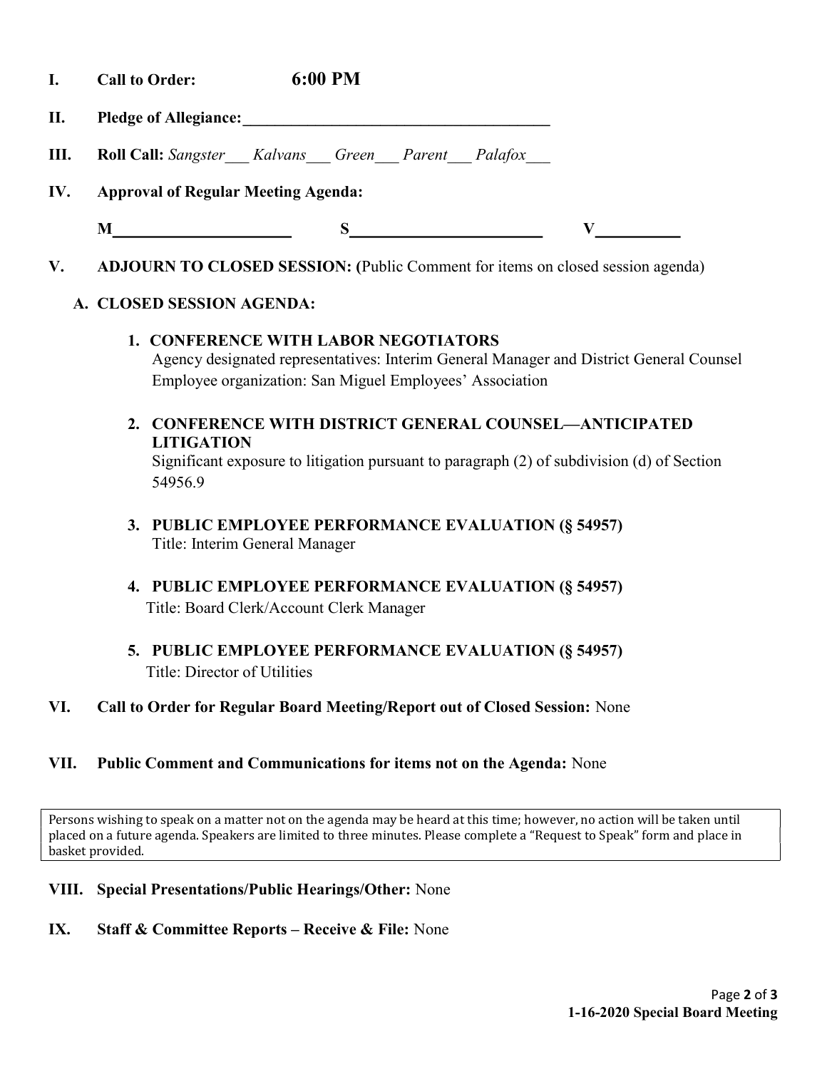**I. Call to Order: 6:00 PM**

**II. Pledge of Allegiance:**_______________________________________

**III. Roll Call:** *Sangster*___ *Kalvans*___ *Green*___ *Parent*___ *Palafox*___

**IV. Approval of Regular Meeting Agenda:**

**M**_____________________ **S**_______________________ **V**__________

**V. ADJOURN TO CLOSED SESSION: (**Public Comment for items on closed session agenda)

**A. CLOSED SESSION AGENDA:**

1. **CONFERENCE WITH LABOR NEGOTIATORS**
   Agency designated representatives: Interim General Manager and District General Counsel
   Employee organization: San Miguel Employees' Association

2. **CONFERENCE WITH DISTRICT GENERAL COUNSEL—ANTICIPATED LITIGATION**
   Significant exposure to litigation pursuant to paragraph (2) of subdivision (d) of Section 54956.9

3. **PUBLIC EMPLOYEE PERFORMANCE EVALUATION (§ 54957)**
   Title: Interim General Manager

4. **PUBLIC EMPLOYEE PERFORMANCE EVALUATION (§ 54957)**
   Title: Board Clerk/Account Clerk Manager

5. **PUBLIC EMPLOYEE PERFORMANCE EVALUATION (§ 54957)**
   Title: Director of Utilities

**VI. Call to Order for Regular Board Meeting/Report out of Closed Session:** None

**VII. Public Comment and Communications for items not on the Agenda:** None

Persons wishing to speak on a matter not on the agenda may be heard at this time; however, no action will be taken until placed on a future agenda. Speakers are limited to three minutes. Please complete a "Request to Speak" form and place in basket provided.

**VIII. Special Presentations/Public Hearings/Other:** None

**IX. Staff & Committee Reports – Receive & File:** None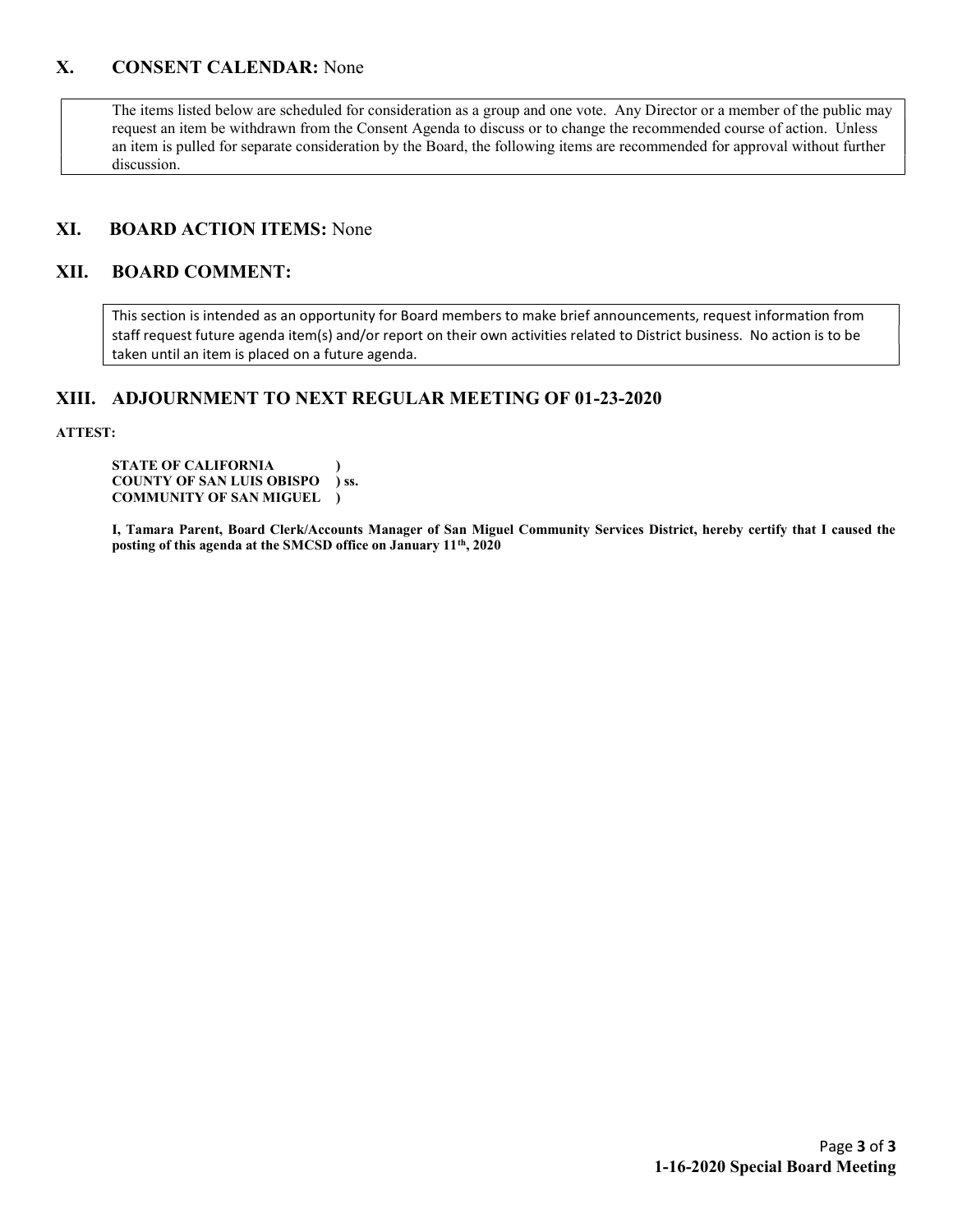## X. CONSENT CALENDAR: None

The items listed below are scheduled for consideration as a group and one vote. Any Director or a member of the public may request an item be withdrawn from the Consent Agenda to discuss or to change the recommended course of action. Unless an item is pulled for separate consideration by the Board, the following items are recommended for approval without further discussion.

## XI. BOARD ACTION ITEMS: None

## XII. BOARD COMMENT:

This section is intended as an opportunity for Board members to make brief announcements, request information from staff request future agenda item(s) and/or report on their own activities related to District business. No action is to be taken until an item is placed on a future agenda.

## XIII. ADJOURNMENT TO NEXT REGULAR MEETING OF 01-23-2020

**ATTEST:**

**STATE OF CALIFORNIA )**
**COUNTY OF SAN LUIS OBISPO ) ss.**
**COMMUNITY OF SAN MIGUEL )**

**I, Tamara Parent, Board Clerk/Accounts Manager of San Miguel Community Services District, hereby certify that I caused the posting of this agenda at the SMCSD office on January 11th, 2020**